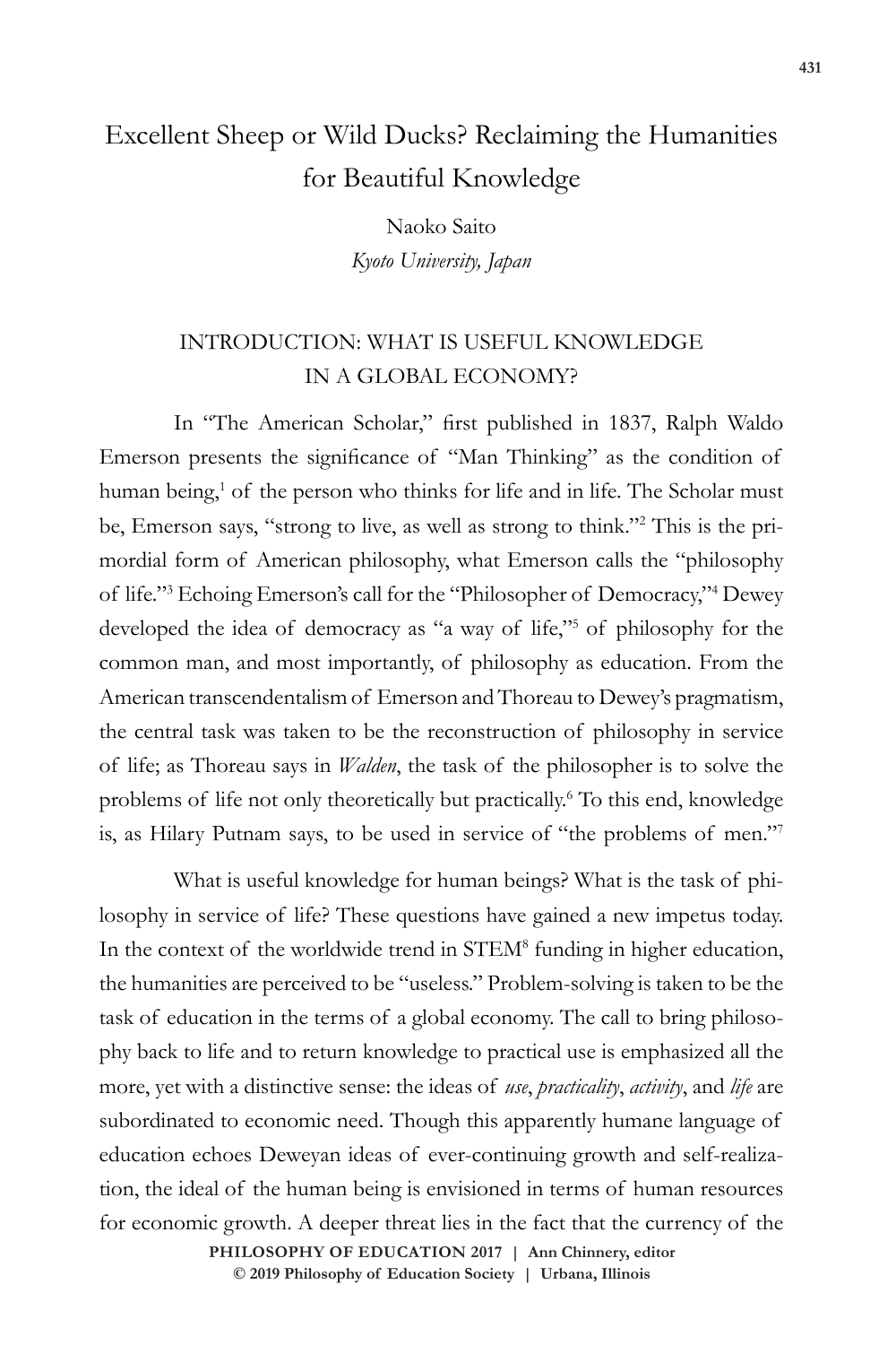# Excellent Sheep or Wild Ducks? Reclaiming the Humanities for Beautiful Knowledge

Naoko Saito
*Kyoto University, Japan*

## INTRODUCTION: WHAT IS USEFUL KNOWLEDGE IN A GLOBAL ECONOMY?

In "The American Scholar," first published in 1837, Ralph Waldo Emerson presents the significance of "Man Thinking" as the condition of human being,[1] of the person who thinks for life and in life. The Scholar must be, Emerson says, "strong to live, as well as strong to think."[2] This is the primordial form of American philosophy, what Emerson calls the "philosophy of life."[3] Echoing Emerson's call for the "Philosopher of Democracy,"[4] Dewey developed the idea of democracy as "a way of life,"[5] of philosophy for the common man, and most importantly, of philosophy as education. From the American transcendentalism of Emerson and Thoreau to Dewey's pragmatism, the central task was taken to be the reconstruction of philosophy in service of life; as Thoreau says in *Walden*, the task of the philosopher is to solve the problems of life not only theoretically but practically.[6] To this end, knowledge is, as Hilary Putnam says, to be used in service of "the problems of men."[7]

What is useful knowledge for human beings? What is the task of philosophy in service of life? These questions have gained a new impetus today. In the context of the worldwide trend in STEM[8] funding in higher education, the humanities are perceived to be "useless." Problem-solving is taken to be the task of education in the terms of a global economy. The call to bring philosophy back to life and to return knowledge to practical use is emphasized all the more, yet with a distinctive sense: the ideas of *use*, *practicality*, *activity*, and *life* are subordinated to economic need. Though this apparently humane language of education echoes Deweyan ideas of ever-continuing growth and self-realization, the ideal of the human being is envisioned in terms of human resources for economic growth. A deeper threat lies in the fact that the currency of the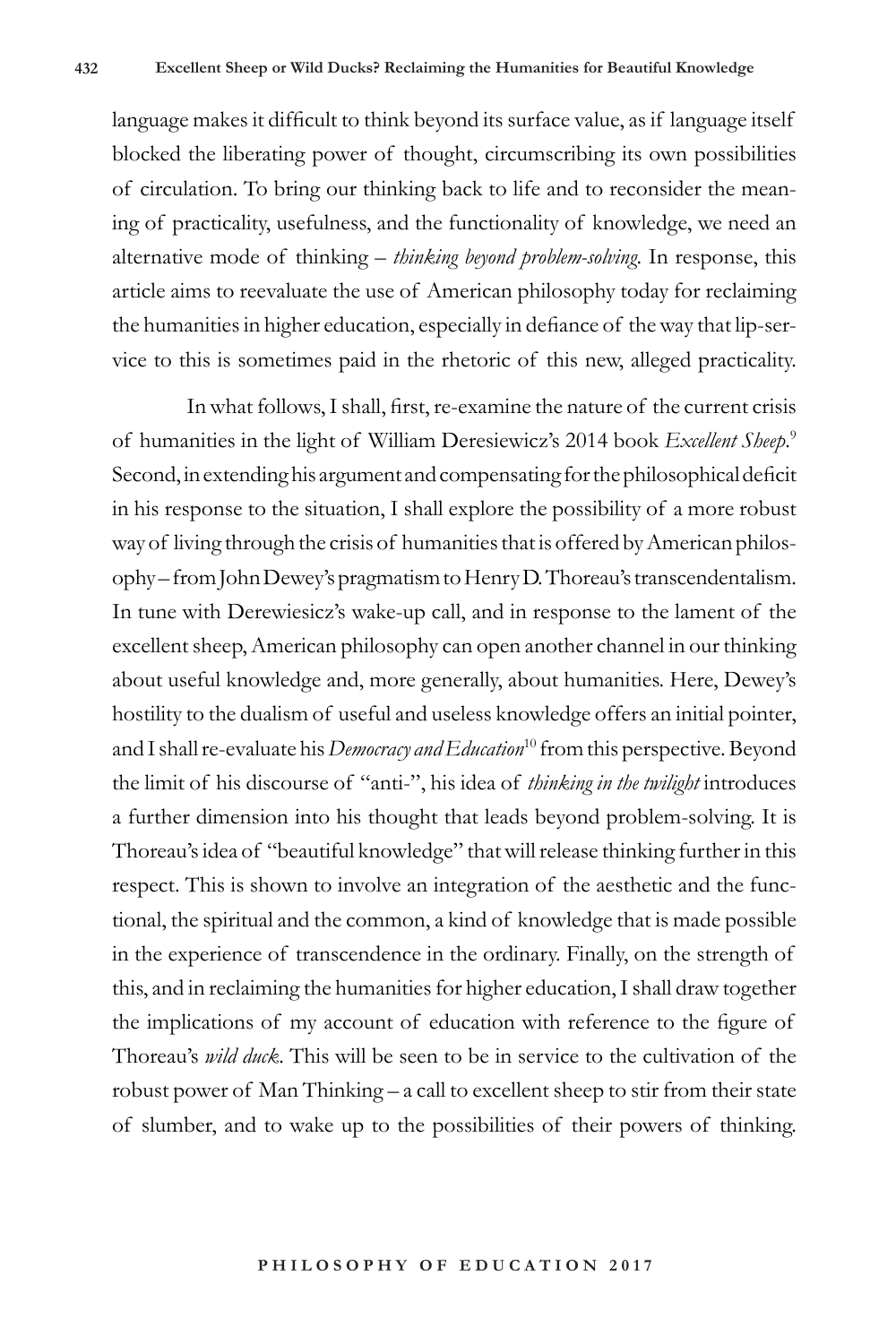language makes it difficult to think beyond its surface value, as if language itself blocked the liberating power of thought, circumscribing its own possibilities of circulation. To bring our thinking back to life and to reconsider the meaning of practicality, usefulness, and the functionality of knowledge, we need an alternative mode of thinking – *thinking beyond problem-solving*. In response, this article aims to reevaluate the use of American philosophy today for reclaiming the humanities in higher education, especially in defiance of the way that lip-service to this is sometimes paid in the rhetoric of this new, alleged practicality.

In what follows, I shall, first, re-examine the nature of the current crisis of humanities in the light of William Deresiewicz's 2014 book *Excellent Sheep*.[9] Second, in extending his argument and compensating for the philosophical deficit in his response to the situation, I shall explore the possibility of a more robust way of living through the crisis of humanities that is offered by American philosophy – from John Dewey's pragmatism to Henry D. Thoreau's transcendentalism. In tune with Derewiesicz's wake-up call, and in response to the lament of the excellent sheep, American philosophy can open another channel in our thinking about useful knowledge and, more generally, about humanities. Here, Dewey's hostility to the dualism of useful and useless knowledge offers an initial pointer, and I shall re-evaluate his *Democracy and Education*[10] from this perspective. Beyond the limit of his discourse of "anti-", his idea of *thinking in the twilight* introduces a further dimension into his thought that leads beyond problem-solving. It is Thoreau's idea of "beautiful knowledge" that will release thinking further in this respect. This is shown to involve an integration of the aesthetic and the functional, the spiritual and the common, a kind of knowledge that is made possible in the experience of transcendence in the ordinary. Finally, on the strength of this, and in reclaiming the humanities for higher education, I shall draw together the implications of my account of education with reference to the figure of Thoreau's *wild duck*. This will be seen to be in service to the cultivation of the robust power of Man Thinking – a call to excellent sheep to stir from their state of slumber, and to wake up to the possibilities of their powers of thinking.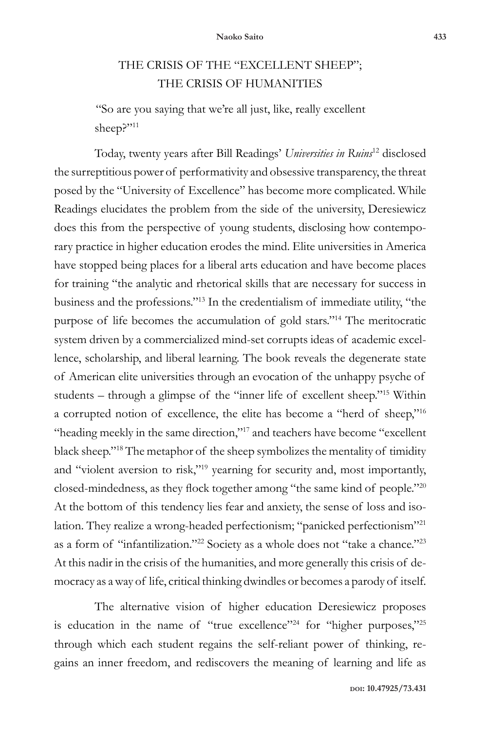## THE CRISIS OF THE "EXCELLENT SHEEP"; THE CRISIS OF HUMANITIES

> "So are you saying that we're all just, like, really excellent sheep?"[11]

Today, twenty years after Bill Readings' *Universities in Ruins*[12] disclosed the surreptitious power of performativity and obsessive transparency, the threat posed by the "University of Excellence" has become more complicated. While Readings elucidates the problem from the side of the university, Deresiewicz does this from the perspective of young students, disclosing how contemporary practice in higher education erodes the mind. Elite universities in America have stopped being places for a liberal arts education and have become places for training "the analytic and rhetorical skills that are necessary for success in business and the professions."[13] In the credentialism of immediate utility, "the purpose of life becomes the accumulation of gold stars."[14] The meritocratic system driven by a commercialized mind-set corrupts ideas of academic excellence, scholarship, and liberal learning. The book reveals the degenerate state of American elite universities through an evocation of the unhappy psyche of students – through a glimpse of the "inner life of excellent sheep."[15] Within a corrupted notion of excellence, the elite has become a "herd of sheep,"[16] "heading meekly in the same direction,"[17] and teachers have become "excellent black sheep."[18] The metaphor of the sheep symbolizes the mentality of timidity and "violent aversion to risk,"[19] yearning for security and, most importantly, closed-mindedness, as they flock together among "the same kind of people."[20] At the bottom of this tendency lies fear and anxiety, the sense of loss and isolation. They realize a wrong-headed perfectionism; "panicked perfectionism"[21] as a form of "infantilization."[22] Society as a whole does not "take a chance."[23] At this nadir in the crisis of the humanities, and more generally this crisis of democracy as a way of life, critical thinking dwindles or becomes a parody of itself.

The alternative vision of higher education Deresiewicz proposes is education in the name of "true excellence"[24] for "higher purposes,"[25] through which each student regains the self-reliant power of thinking, regains an inner freedom, and rediscovers the meaning of learning and life as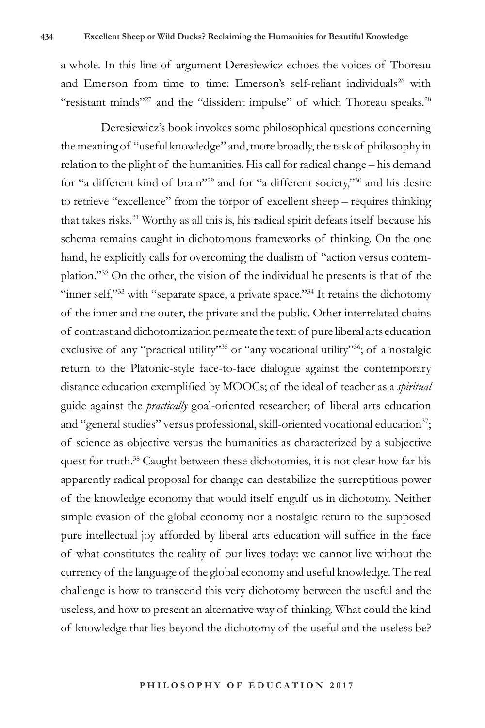a whole. In this line of argument Deresiewicz echoes the voices of Thoreau and Emerson from time to time: Emerson's self-reliant individuals[26] with "resistant minds"[27] and the "dissident impulse" of which Thoreau speaks.[28]

Deresiewicz's book invokes some philosophical questions concerning the meaning of "useful knowledge" and, more broadly, the task of philosophy in relation to the plight of the humanities. His call for radical change – his demand for "a different kind of brain"[29] and for "a different society,"[30] and his desire to retrieve "excellence" from the torpor of excellent sheep – requires thinking that takes risks.[31] Worthy as all this is, his radical spirit defeats itself because his schema remains caught in dichotomous frameworks of thinking. On the one hand, he explicitly calls for overcoming the dualism of "action versus contemplation."[32] On the other, the vision of the individual he presents is that of the "inner self,"[33] with "separate space, a private space."[34] It retains the dichotomy of the inner and the outer, the private and the public. Other interrelated chains of contrast and dichotomization permeate the text: of pure liberal arts education exclusive of any "practical utility"[35] or "any vocational utility"[36]; of a nostalgic return to the Platonic-style face-to-face dialogue against the contemporary distance education exemplified by MOOCs; of the ideal of teacher as a *spiritual* guide against the *practically* goal-oriented researcher; of liberal arts education and "general studies" versus professional, skill-oriented vocational education[37]; of science as objective versus the humanities as characterized by a subjective quest for truth.[38] Caught between these dichotomies, it is not clear how far his apparently radical proposal for change can destabilize the surreptitious power of the knowledge economy that would itself engulf us in dichotomy. Neither simple evasion of the global economy nor a nostalgic return to the supposed pure intellectual joy afforded by liberal arts education will suffice in the face of what constitutes the reality of our lives today: we cannot live without the currency of the language of the global economy and useful knowledge. The real challenge is how to transcend this very dichotomy between the useful and the useless, and how to present an alternative way of thinking. What could the kind of knowledge that lies beyond the dichotomy of the useful and the useless be?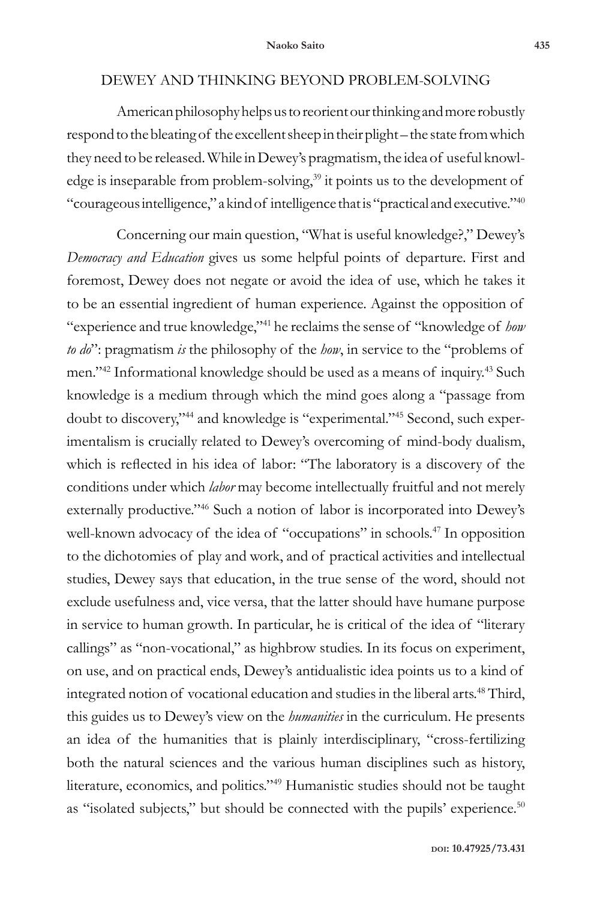## DEWEY AND THINKING BEYOND PROBLEM-SOLVING

American philosophy helps us to reorient our thinking and more robustly respond to the bleating of the excellent sheep in their plight – the state from which they need to be released. While in Dewey's pragmatism, the idea of useful knowledge is inseparable from problem-solving,[39] it points us to the development of "courageous intelligence," a kind of intelligence that is "practical and executive."[40]

Concerning our main question, "What is useful knowledge?," Dewey's *Democracy and Education* gives us some helpful points of departure. First and foremost, Dewey does not negate or avoid the idea of use, which he takes it to be an essential ingredient of human experience. Against the opposition of "experience and true knowledge,"[41] he reclaims the sense of "knowledge of *how to do*": pragmatism *is* the philosophy of the *how*, in service to the "problems of men."[42] Informational knowledge should be used as a means of inquiry.[43] Such knowledge is a medium through which the mind goes along a "passage from doubt to discovery,"[44] and knowledge is "experimental."[45] Second, such experimentalism is crucially related to Dewey's overcoming of mind-body dualism, which is reflected in his idea of labor: "The laboratory is a discovery of the conditions under which *labor* may become intellectually fruitful and not merely externally productive."[46] Such a notion of labor is incorporated into Dewey's well-known advocacy of the idea of "occupations" in schools.[47] In opposition to the dichotomies of play and work, and of practical activities and intellectual studies, Dewey says that education, in the true sense of the word, should not exclude usefulness and, vice versa, that the latter should have humane purpose in service to human growth. In particular, he is critical of the idea of "literary callings" as "non-vocational," as highbrow studies. In its focus on experiment, on use, and on practical ends, Dewey's antidualistic idea points us to a kind of integrated notion of vocational education and studies in the liberal arts.[48] Third, this guides us to Dewey's view on the *humanities* in the curriculum. He presents an idea of the humanities that is plainly interdisciplinary, "cross-fertilizing both the natural sciences and the various human disciplines such as history, literature, economics, and politics."[49] Humanistic studies should not be taught as "isolated subjects," but should be connected with the pupils' experience.[50]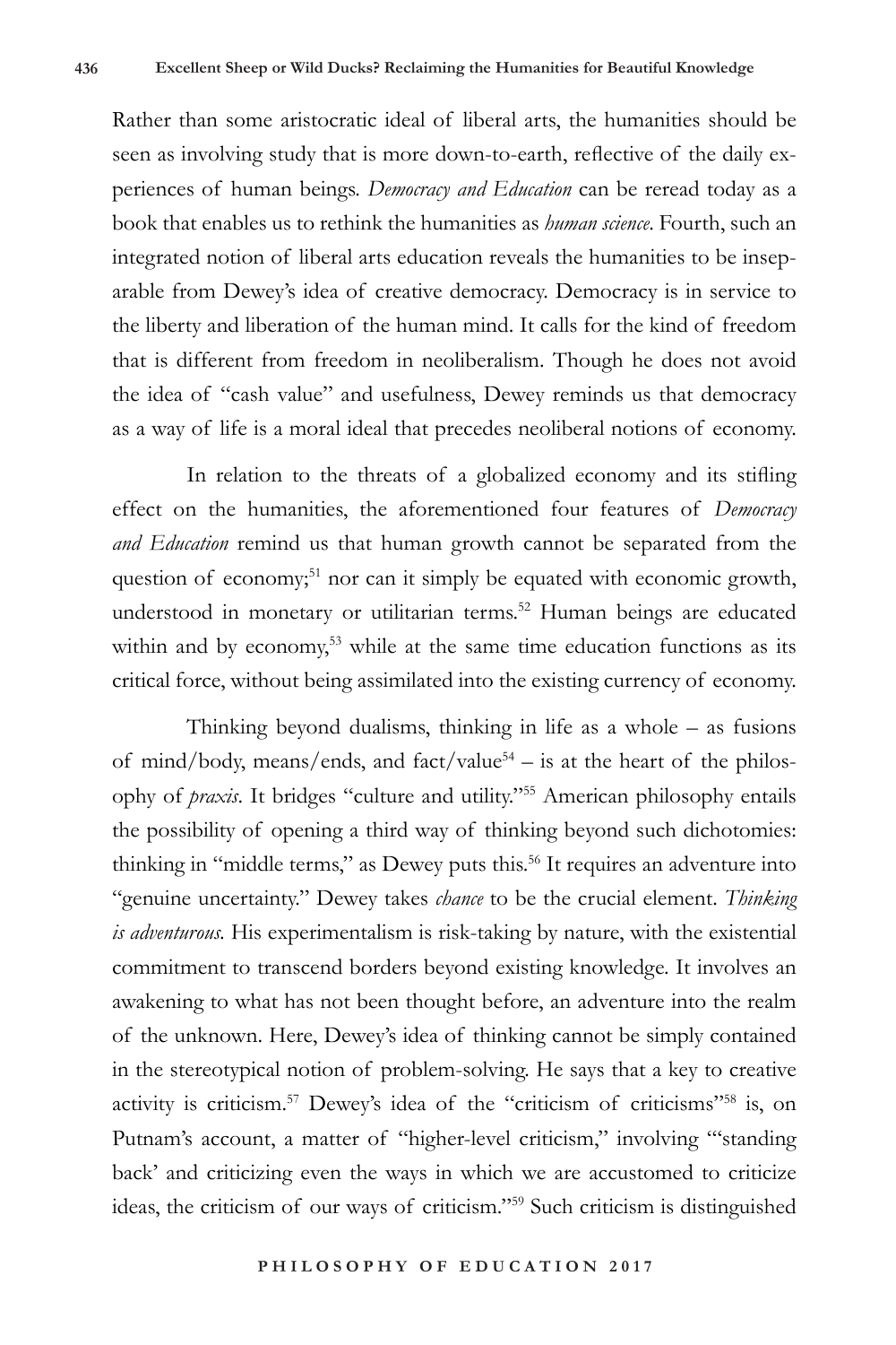Rather than some aristocratic ideal of liberal arts, the humanities should be seen as involving study that is more down-to-earth, reflective of the daily experiences of human beings. *Democracy and Education* can be reread today as a book that enables us to rethink the humanities as *human science*. Fourth, such an integrated notion of liberal arts education reveals the humanities to be inseparable from Dewey's idea of creative democracy. Democracy is in service to the liberty and liberation of the human mind. It calls for the kind of freedom that is different from freedom in neoliberalism. Though he does not avoid the idea of "cash value" and usefulness, Dewey reminds us that democracy as a way of life is a moral ideal that precedes neoliberal notions of economy.

In relation to the threats of a globalized economy and its stifling effect on the humanities, the aforementioned four features of *Democracy and Education* remind us that human growth cannot be separated from the question of economy;[51] nor can it simply be equated with economic growth, understood in monetary or utilitarian terms.[52] Human beings are educated within and by economy,[53] while at the same time education functions as its critical force, without being assimilated into the existing currency of economy.

Thinking beyond dualisms, thinking in life as a whole – as fusions of mind/body, means/ends, and fact/value[54] – is at the heart of the philosophy of *praxis*. It bridges "culture and utility."[55] American philosophy entails the possibility of opening a third way of thinking beyond such dichotomies: thinking in "middle terms," as Dewey puts this.[56] It requires an adventure into "genuine uncertainty." Dewey takes *chance* to be the crucial element. *Thinking is adventurous.* His experimentalism is risk-taking by nature, with the existential commitment to transcend borders beyond existing knowledge. It involves an awakening to what has not been thought before, an adventure into the realm of the unknown. Here, Dewey's idea of thinking cannot be simply contained in the stereotypical notion of problem-solving. He says that a key to creative activity is criticism.[57] Dewey's idea of the "criticism of criticisms"[58] is, on Putnam's account, a matter of "higher-level criticism," involving "'standing back' and criticizing even the ways in which we are accustomed to criticize ideas, the criticism of our ways of criticism."[59] Such criticism is distinguished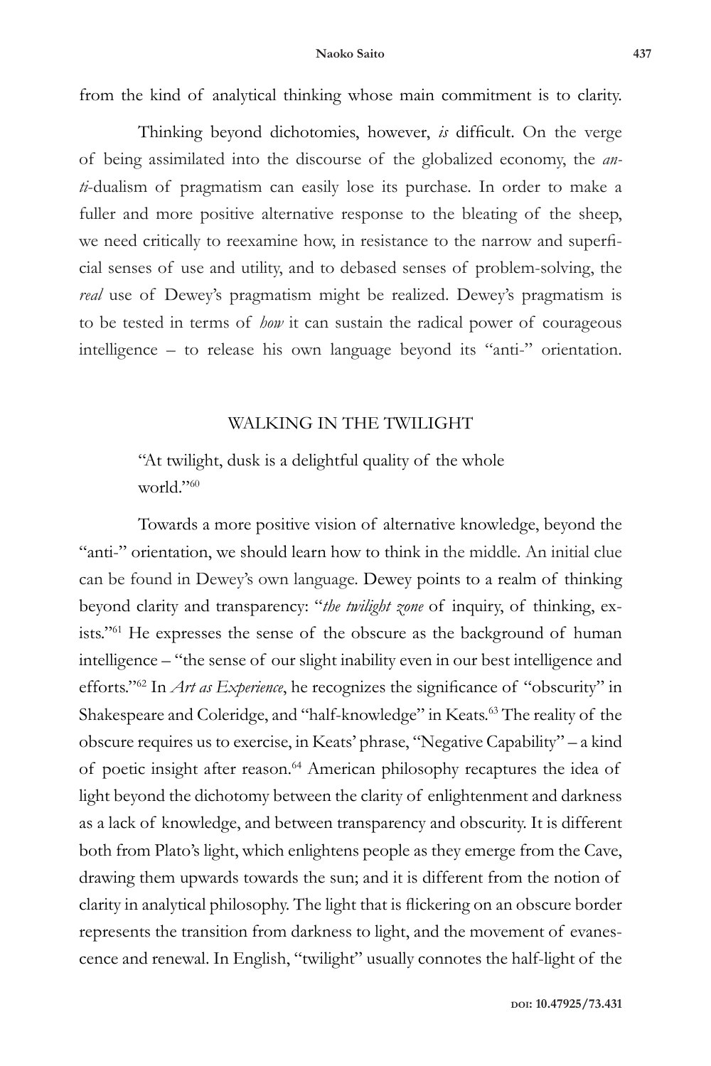from the kind of analytical thinking whose main commitment is to clarity.

Thinking beyond dichotomies, however, *is* difficult. On the verge of being assimilated into the discourse of the globalized economy, the *anti*-dualism of pragmatism can easily lose its purchase. In order to make a fuller and more positive alternative response to the bleating of the sheep, we need critically to reexamine how, in resistance to the narrow and superficial senses of use and utility, and to debased senses of problem-solving, the *real* use of Dewey's pragmatism might be realized. Dewey's pragmatism is to be tested in terms of *how* it can sustain the radical power of courageous intelligence – to release his own language beyond its "anti-" orientation.

## WALKING IN THE TWILIGHT

> "At twilight, dusk is a delightful quality of the whole world."[60]

Towards a more positive vision of alternative knowledge, beyond the "anti-" orientation, we should learn how to think in the middle. An initial clue can be found in Dewey's own language. Dewey points to a realm of thinking beyond clarity and transparency: "*the twilight zone* of inquiry, of thinking, exists."[61] He expresses the sense of the obscure as the background of human intelligence – "the sense of our slight inability even in our best intelligence and efforts."[62] In *Art as Experience*, he recognizes the significance of "obscurity" in Shakespeare and Coleridge, and "half-knowledge" in Keats.[63] The reality of the obscure requires us to exercise, in Keats' phrase, "Negative Capability" – a kind of poetic insight after reason.[64] American philosophy recaptures the idea of light beyond the dichotomy between the clarity of enlightenment and darkness as a lack of knowledge, and between transparency and obscurity. It is different both from Plato's light, which enlightens people as they emerge from the Cave, drawing them upwards towards the sun; and it is different from the notion of clarity in analytical philosophy. The light that is flickering on an obscure border represents the transition from darkness to light, and the movement of evanescence and renewal. In English, "twilight" usually connotes the half-light of the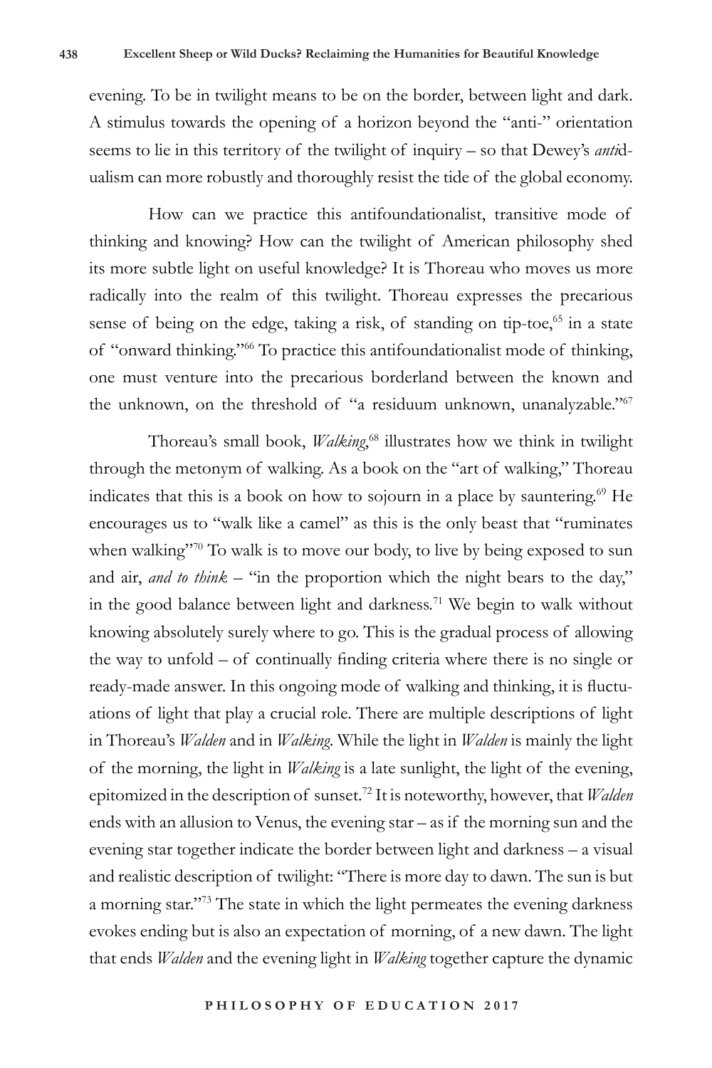evening. To be in twilight means to be on the border, between light and dark. A stimulus towards the opening of a horizon beyond the "anti-" orientation seems to lie in this territory of the twilight of inquiry – so that Dewey's *anti*dualism can more robustly and thoroughly resist the tide of the global economy.

How can we practice this antifoundationalist, transitive mode of thinking and knowing? How can the twilight of American philosophy shed its more subtle light on useful knowledge? It is Thoreau who moves us more radically into the realm of this twilight. Thoreau expresses the precarious sense of being on the edge, taking a risk, of standing on tip-toe,[65] in a state of "onward thinking."[66] To practice this antifoundationalist mode of thinking, one must venture into the precarious borderland between the known and the unknown, on the threshold of "a residuum unknown, unanalyzable."[67]

Thoreau's small book, *Walking*,[68] illustrates how we think in twilight through the metonym of walking. As a book on the "art of walking," Thoreau indicates that this is a book on how to sojourn in a place by sauntering.[69] He encourages us to "walk like a camel" as this is the only beast that "ruminates when walking"[70] To walk is to move our body, to live by being exposed to sun and air, *and to think* – "in the proportion which the night bears to the day," in the good balance between light and darkness.[71] We begin to walk without knowing absolutely surely where to go. This is the gradual process of allowing the way to unfold – of continually finding criteria where there is no single or ready-made answer. In this ongoing mode of walking and thinking, it is fluctuations of light that play a crucial role. There are multiple descriptions of light in Thoreau's *Walden* and in *Walking*. While the light in *Walden* is mainly the light of the morning, the light in *Walking* is a late sunlight, the light of the evening, epitomized in the description of sunset.[72] It is noteworthy, however, that *Walden* ends with an allusion to Venus, the evening star – as if the morning sun and the evening star together indicate the border between light and darkness – a visual and realistic description of twilight: "There is more day to dawn. The sun is but a morning star."[73] The state in which the light permeates the evening darkness evokes ending but is also an expectation of morning, of a new dawn. The light that ends *Walden* and the evening light in *Walking* together capture the dynamic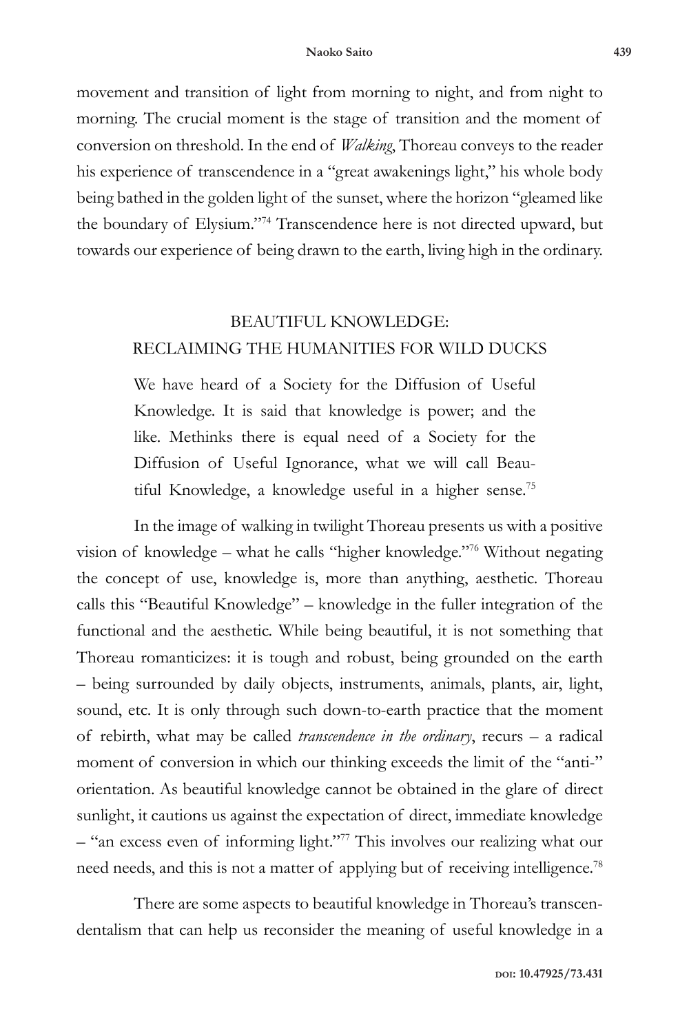movement and transition of light from morning to night, and from night to morning. The crucial moment is the stage of transition and the moment of conversion on threshold. In the end of *Walking*, Thoreau conveys to the reader his experience of transcendence in a "great awakenings light," his whole body being bathed in the golden light of the sunset, where the horizon "gleamed like the boundary of Elysium."[74] Transcendence here is not directed upward, but towards our experience of being drawn to the earth, living high in the ordinary.

## BEAUTIFUL KNOWLEDGE: RECLAIMING THE HUMANITIES FOR WILD DUCKS

> We have heard of a Society for the Diffusion of Useful Knowledge. It is said that knowledge is power; and the like. Methinks there is equal need of a Society for the Diffusion of Useful Ignorance, what we will call Beautiful Knowledge, a knowledge useful in a higher sense.[75]

In the image of walking in twilight Thoreau presents us with a positive vision of knowledge – what he calls "higher knowledge."[76] Without negating the concept of use, knowledge is, more than anything, aesthetic. Thoreau calls this "Beautiful Knowledge" – knowledge in the fuller integration of the functional and the aesthetic. While being beautiful, it is not something that Thoreau romanticizes: it is tough and robust, being grounded on the earth – being surrounded by daily objects, instruments, animals, plants, air, light, sound, etc. It is only through such down-to-earth practice that the moment of rebirth, what may be called *transcendence in the ordinary*, recurs – a radical moment of conversion in which our thinking exceeds the limit of the "anti-" orientation. As beautiful knowledge cannot be obtained in the glare of direct sunlight, it cautions us against the expectation of direct, immediate knowledge – "an excess even of informing light."[77] This involves our realizing what our need needs, and this is not a matter of applying but of receiving intelligence.[78]

There are some aspects to beautiful knowledge in Thoreau's transcendentalism that can help us reconsider the meaning of useful knowledge in a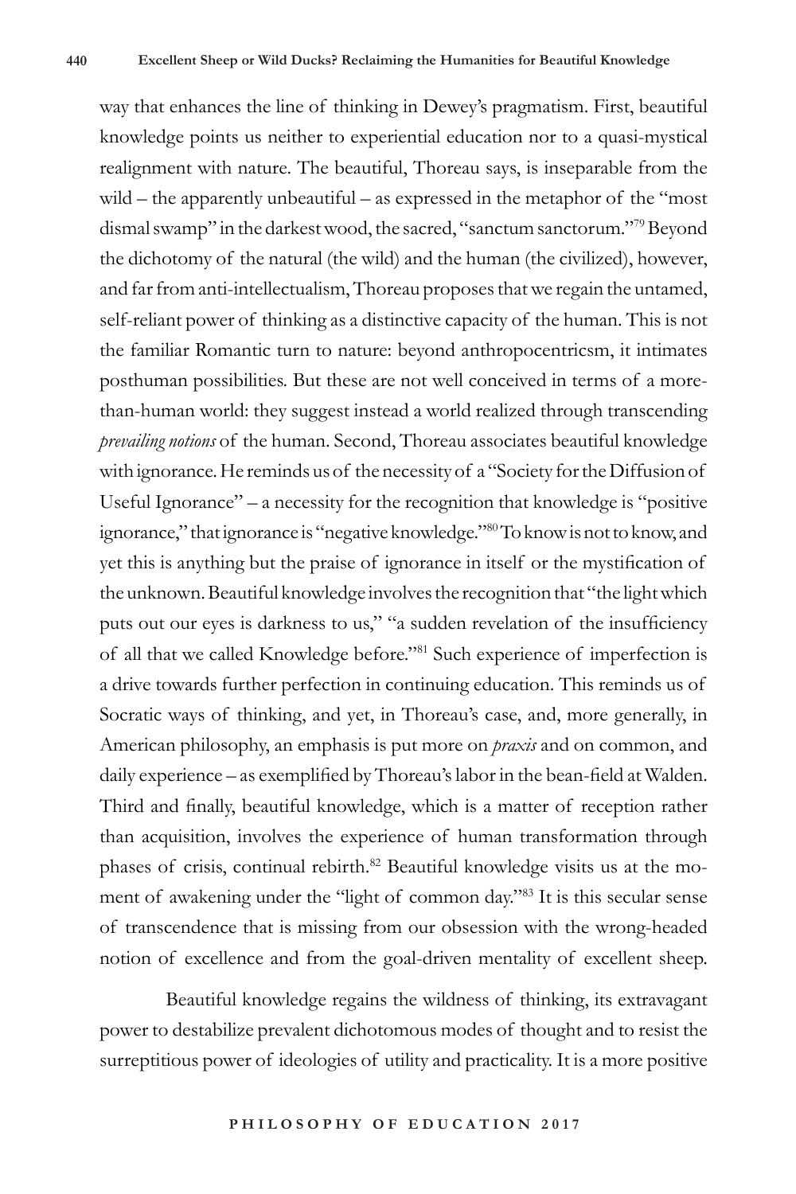way that enhances the line of thinking in Dewey's pragmatism. First, beautiful knowledge points us neither to experiential education nor to a quasi-mystical realignment with nature. The beautiful, Thoreau says, is inseparable from the wild – the apparently unbeautiful – as expressed in the metaphor of the "most dismal swamp" in the darkest wood, the sacred, "sanctum sanctorum."[79] Beyond the dichotomy of the natural (the wild) and the human (the civilized), however, and far from anti-intellectualism, Thoreau proposes that we regain the untamed, self-reliant power of thinking as a distinctive capacity of the human. This is not the familiar Romantic turn to nature: beyond anthropocentricsm, it intimates posthuman possibilities. But these are not well conceived in terms of a more-than-human world: they suggest instead a world realized through transcending *prevailing notions* of the human. Second, Thoreau associates beautiful knowledge with ignorance. He reminds us of the necessity of a "Society for the Diffusion of Useful Ignorance" – a necessity for the recognition that knowledge is "positive ignorance," that ignorance is "negative knowledge."[80] To know is not to know, and yet this is anything but the praise of ignorance in itself or the mystification of the unknown. Beautiful knowledge involves the recognition that "the light which puts out our eyes is darkness to us," "a sudden revelation of the insufficiency of all that we called Knowledge before."[81] Such experience of imperfection is a drive towards further perfection in continuing education. This reminds us of Socratic ways of thinking, and yet, in Thoreau's case, and, more generally, in American philosophy, an emphasis is put more on *praxis* and on common, and daily experience – as exemplified by Thoreau's labor in the bean-field at Walden. Third and finally, beautiful knowledge, which is a matter of reception rather than acquisition, involves the experience of human transformation through phases of crisis, continual rebirth.[82] Beautiful knowledge visits us at the moment of awakening under the "light of common day."[83] It is this secular sense of transcendence that is missing from our obsession with the wrong-headed notion of excellence and from the goal-driven mentality of excellent sheep.

Beautiful knowledge regains the wildness of thinking, its extravagant power to destabilize prevalent dichotomous modes of thought and to resist the surreptitious power of ideologies of utility and practicality. It is a more positive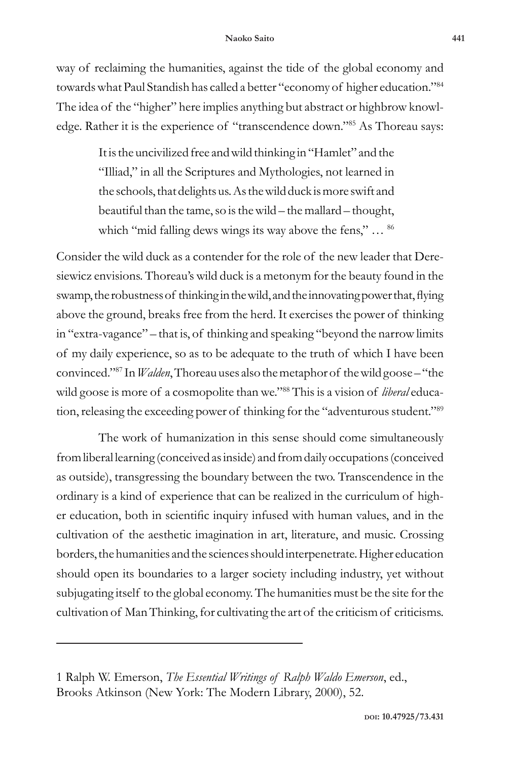way of reclaiming the humanities, against the tide of the global economy and towards what Paul Standish has called a better "economy of higher education."[84] The idea of the "higher" here implies anything but abstract or highbrow knowledge. Rather it is the experience of "transcendence down."[85] As Thoreau says:

> It is the uncivilized free and wild thinking in "Hamlet" and the "Illiad," in all the Scriptures and Mythologies, not learned in the schools, that delights us. As the wild duck is more swift and beautiful than the tame, so is the wild – the mallard – thought, which "mid falling dews wings its way above the fens," … [86]

Consider the wild duck as a contender for the role of the new leader that Deresiewicz envisions. Thoreau's wild duck is a metonym for the beauty found in the swamp, the robustness of thinking in the wild, and the innovating power that, flying above the ground, breaks free from the herd. It exercises the power of thinking in "extra-vagance" – that is, of thinking and speaking "beyond the narrow limits of my daily experience, so as to be adequate to the truth of which I have been convinced."[87] In *Walden*, Thoreau uses also the metaphor of the wild goose – "the wild goose is more of a cosmopolite than we."[88] This is a vision of *liberal* education, releasing the exceeding power of thinking for the "adventurous student."[89]

The work of humanization in this sense should come simultaneously from liberal learning (conceived as inside) and from daily occupations (conceived as outside), transgressing the boundary between the two. Transcendence in the ordinary is a kind of experience that can be realized in the curriculum of higher education, both in scientific inquiry infused with human values, and in the cultivation of the aesthetic imagination in art, literature, and music. Crossing borders, the humanities and the sciences should interpenetrate. Higher education should open its boundaries to a larger society including industry, yet without subjugating itself to the global economy. The humanities must be the site for the cultivation of Man Thinking, for cultivating the art of the criticism of criticisms.

---

1 Ralph W. Emerson, *The Essential Writings of Ralph Waldo Emerson*, ed., Brooks Atkinson (New York: The Modern Library, 2000), 52.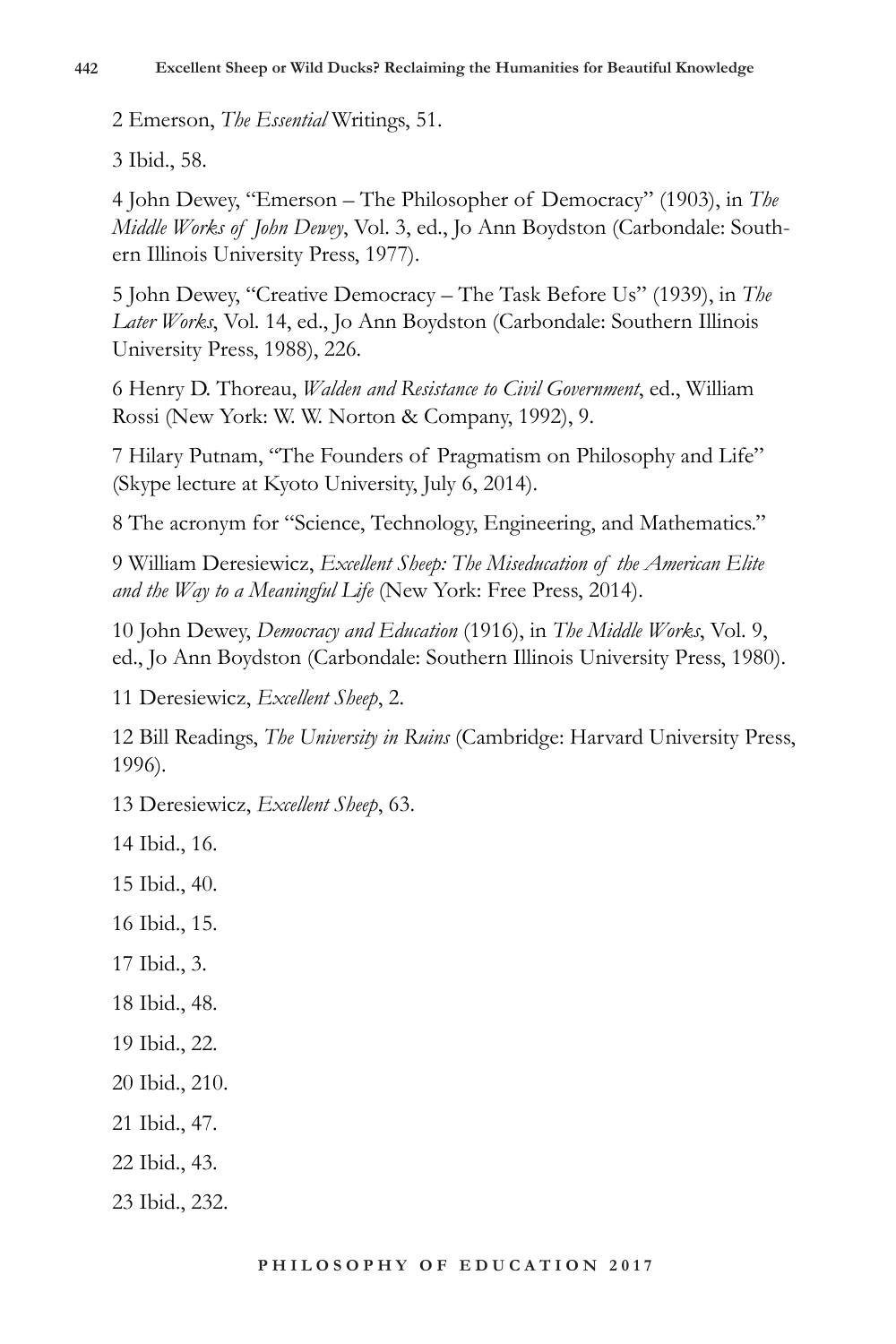2 Emerson, *The Essential* Writings, 51.

3 Ibid., 58.

4 John Dewey, "Emerson – The Philosopher of Democracy" (1903), in *The Middle Works of John Dewey*, Vol. 3, ed., Jo Ann Boydston (Carbondale: Southern Illinois University Press, 1977).

5 John Dewey, "Creative Democracy – The Task Before Us" (1939), in *The Later Works*, Vol. 14, ed., Jo Ann Boydston (Carbondale: Southern Illinois University Press, 1988), 226.

6 Henry D. Thoreau, *Walden and Resistance to Civil Government*, ed., William Rossi (New York: W. W. Norton & Company, 1992), 9.

7 Hilary Putnam, "The Founders of Pragmatism on Philosophy and Life" (Skype lecture at Kyoto University, July 6, 2014).

8 The acronym for "Science, Technology, Engineering, and Mathematics."

9 William Deresiewicz, *Excellent Sheep: The Miseducation of the American Elite and the Way to a Meaningful Life* (New York: Free Press, 2014).

10 John Dewey, *Democracy and Education* (1916), in *The Middle Works*, Vol. 9, ed., Jo Ann Boydston (Carbondale: Southern Illinois University Press, 1980).

11 Deresiewicz, *Excellent Sheep*, 2.

12 Bill Readings, *The University in Ruins* (Cambridge: Harvard University Press, 1996).

13 Deresiewicz, *Excellent Sheep*, 63.

14 Ibid., 16.

15 Ibid., 40.

16 Ibid., 15.

17 Ibid., 3.

18 Ibid., 48.

19 Ibid., 22.

20 Ibid., 210.

21 Ibid., 47.

22 Ibid., 43.

23 Ibid., 232.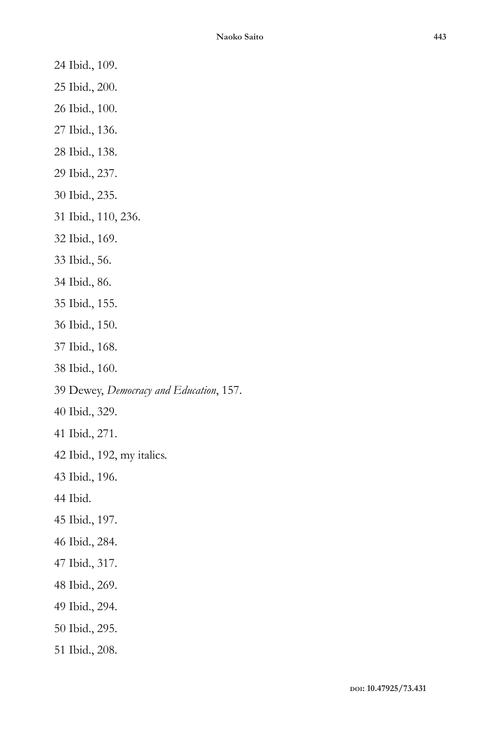24 Ibid., 109.

25 Ibid., 200.

26 Ibid., 100.

27 Ibid., 136.

28 Ibid., 138.

29 Ibid., 237.

30 Ibid., 235.

31 Ibid., 110, 236.

32 Ibid., 169.

33 Ibid., 56.

34 Ibid., 86.

35 Ibid., 155.

36 Ibid., 150.

37 Ibid., 168.

38 Ibid., 160.

39 Dewey, *Democracy and Education*, 157.

40 Ibid., 329.

41 Ibid., 271.

42 Ibid., 192, my italics.

43 Ibid., 196.

44 Ibid.

45 Ibid., 197.

46 Ibid., 284.

47 Ibid., 317.

48 Ibid., 269.

49 Ibid., 294.

50 Ibid., 295.

51 Ibid., 208.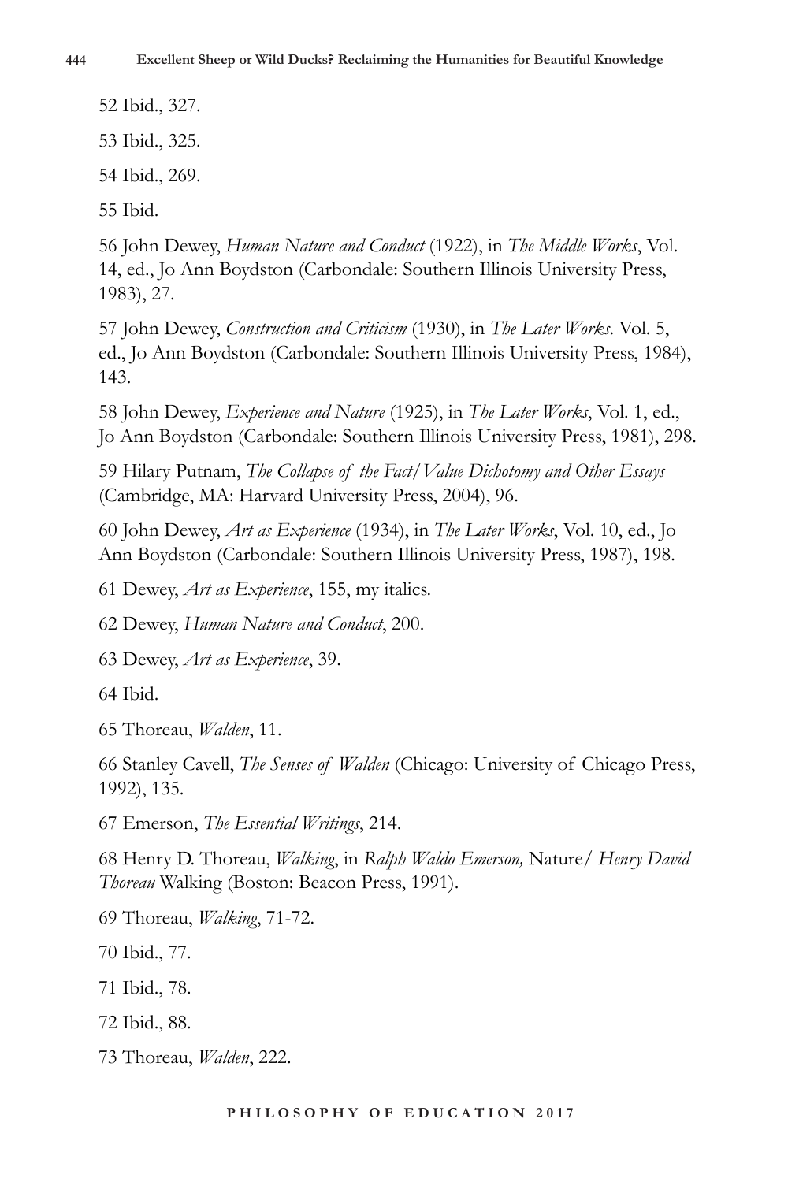52 Ibid., 327.

53 Ibid., 325.

54 Ibid., 269.

55 Ibid.

56 John Dewey, *Human Nature and Conduct* (1922), in *The Middle Works*, Vol. 14, ed., Jo Ann Boydston (Carbondale: Southern Illinois University Press, 1983), 27.

57 John Dewey, *Construction and Criticism* (1930), in *The Later Works*. Vol. 5, ed., Jo Ann Boydston (Carbondale: Southern Illinois University Press, 1984), 143.

58 John Dewey, *Experience and Nature* (1925), in *The Later Works*, Vol. 1, ed., Jo Ann Boydston (Carbondale: Southern Illinois University Press, 1981), 298.

59 Hilary Putnam, *The Collapse of the Fact/Value Dichotomy and Other Essays* (Cambridge, MA: Harvard University Press, 2004), 96.

60 John Dewey, *Art as Experience* (1934), in *The Later Works*, Vol. 10, ed., Jo Ann Boydston (Carbondale: Southern Illinois University Press, 1987), 198.

61 Dewey, *Art as Experience*, 155, my italics.

62 Dewey, *Human Nature and Conduct*, 200.

63 Dewey, *Art as Experience*, 39.

64 Ibid.

65 Thoreau, *Walden*, 11.

66 Stanley Cavell, *The Senses of Walden* (Chicago: University of Chicago Press, 1992), 135.

67 Emerson, *The Essential Writings*, 214.

68 Henry D. Thoreau, *Walking*, in *Ralph Waldo Emerson,* Nature/ *Henry David Thoreau* Walking (Boston: Beacon Press, 1991).

69 Thoreau, *Walking*, 71-72.

70 Ibid., 77.

71 Ibid., 78.

72 Ibid., 88.

73 Thoreau, *Walden*, 222.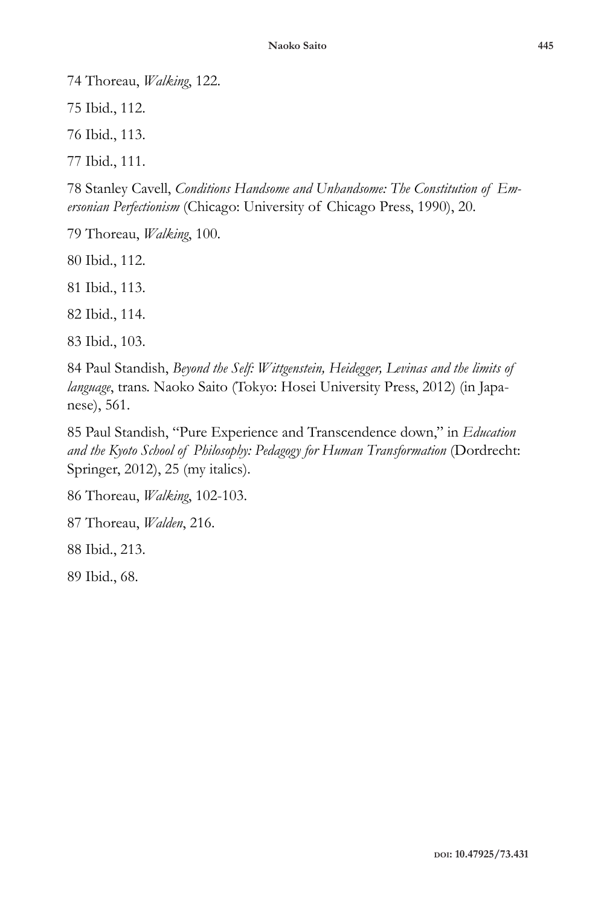74 Thoreau, *Walking*, 122.

75 Ibid., 112.

76 Ibid., 113.

77 Ibid., 111.

78 Stanley Cavell, *Conditions Handsome and Unhandsome: The Constitution of Emersonian Perfectionism* (Chicago: University of Chicago Press, 1990), 20.

79 Thoreau, *Walking*, 100.

80 Ibid., 112.

81 Ibid., 113.

82 Ibid., 114.

83 Ibid., 103.

84 Paul Standish, *Beyond the Self: Wittgenstein, Heidegger, Levinas and the limits of language*, trans. Naoko Saito (Tokyo: Hosei University Press, 2012) (in Japanese), 561.

85 Paul Standish, "Pure Experience and Transcendence down," in *Education and the Kyoto School of Philosophy: Pedagogy for Human Transformation* (Dordrecht: Springer, 2012), 25 (my italics).

86 Thoreau, *Walking*, 102-103.

87 Thoreau, *Walden*, 216.

88 Ibid., 213.

89 Ibid., 68.